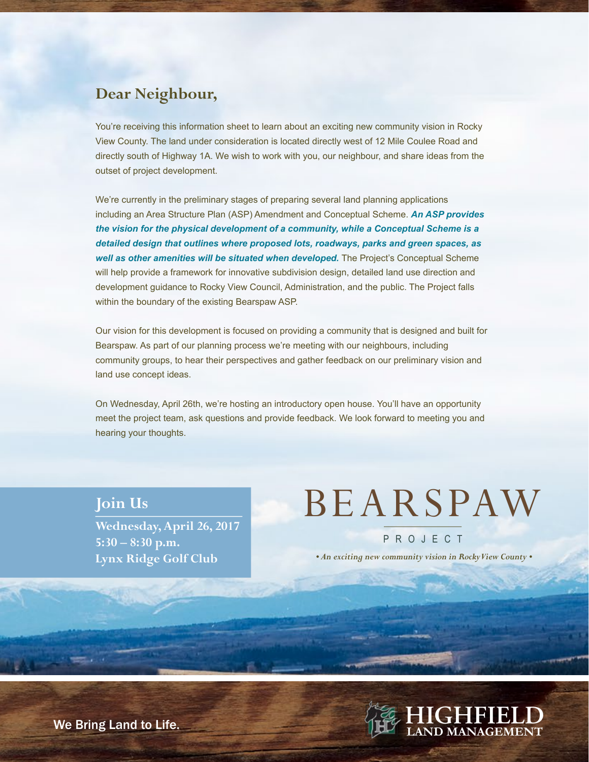# Dear Neighbour,

You're receiving this information sheet to learn about an exciting new community vision in Rocky View County. The land under consideration is located directly west of 12 Mile Coulee Road and directly south of Highway 1A. We wish to work with you, our neighbour, and share ideas from the outset of project development.

We're currently in the preliminary stages of preparing several land planning applications including an Area Structure Plan (ASP) Amendment and Conceptual Scheme. ***An ASP provides the vision for the physical development of a community, while a Conceptual Scheme is a detailed design that outlines where proposed lots, roadways, parks and green spaces, as well as other amenities will be situated when developed.*** The Project's Conceptual Scheme will help provide a framework for innovative subdivision design, detailed land use direction and development guidance to Rocky View Council, Administration, and the public. The Project falls within the boundary of the existing Bearspaw ASP.

Our vision for this development is focused on providing a community that is designed and built for Bearspaw. As part of our planning process we're meeting with our neighbours, including community groups, to hear their perspectives and gather feedback on our preliminary vision and land use concept ideas.

On Wednesday, April 26th, we're hosting an introductory open house. You'll have an opportunity meet the project team, ask questions and provide feedback. We look forward to meeting you and hearing your thoughts.

## Join Us

**Wednesday, April 26, 2017**
**5:30 – 8:30 p.m.**
**Lynx Ridge Golf Club**

# BEARSPAW

PROJECT

*• An exciting new community vision in Rocky View County •*

We Bring Land to Life.

HIGHFIELD LAND MANAGEMENT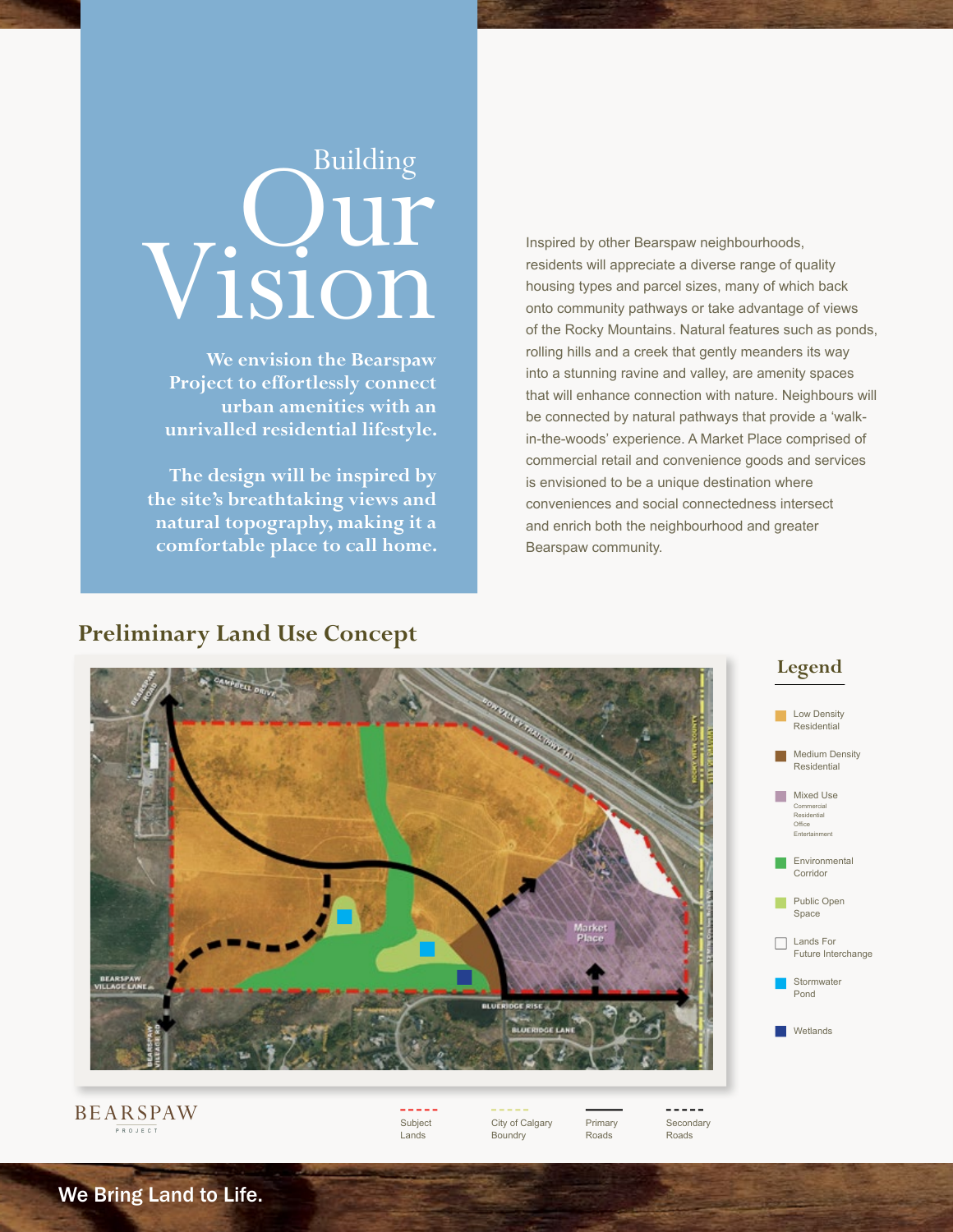# Building Our Vision

**We envision the Bearspaw Project to effortlessly connect urban amenities with an unrivalled residential lifestyle.**

**The design will be inspired by the site's breathtaking views and natural topography, making it a comfortable place to call home.**

Inspired by other Bearspaw neighbourhoods, residents will appreciate a diverse range of quality housing types and parcel sizes, many of which back onto community pathways or take advantage of views of the Rocky Mountains. Natural features such as ponds, rolling hills and a creek that gently meanders its way into a stunning ravine and valley, are amenity spaces that will enhance connection with nature. Neighbours will be connected by natural pathways that provide a 'walk-in-the-woods' experience. A Market Place comprised of commercial retail and convenience goods and services is envisioned to be a unique destination where conveniences and social connectedness intersect and enrich both the neighbourhood and greater Bearspaw community.

## Preliminary Land Use Concept

### Legend

- Low Density Residential
- Medium Density Residential
- Mixed Use (Commercial, Residential, Office, Entertainment)
- Environmental Corridor
- Public Open Space
- Lands For Future Interchange
- Stormwater Pond
- Wetlands

- Subject Lands
- City of Calgary Boundry
- Primary Roads
- Secondary Roads

BEARSPAW PROJECT

We Bring Land to Life.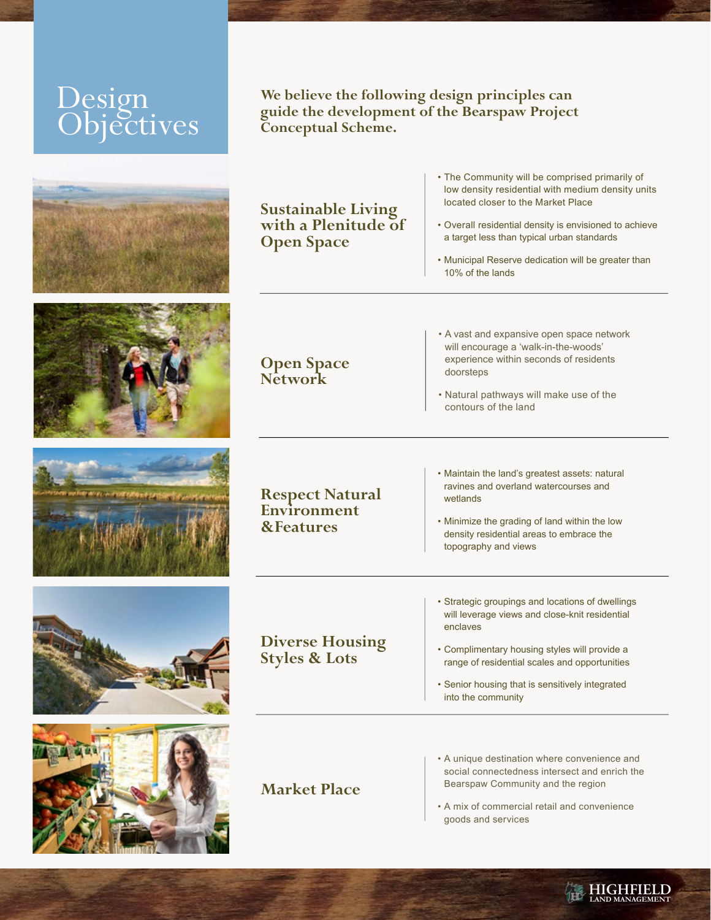# Design Objectives

**We believe the following design principles can guide the development of the Bearspaw Project Conceptual Scheme.**

## Sustainable Living with a Plenitude of Open Space

- The Community will be comprised primarily of low density residential with medium density units located closer to the Market Place
- Overall residential density is envisioned to achieve a target less than typical urban standards
- Municipal Reserve dedication will be greater than 10% of the lands

## Open Space Network

- A vast and expansive open space network will encourage a 'walk-in-the-woods' experience within seconds of residents doorsteps
- Natural pathways will make use of the contours of the land

## Respect Natural Environment &Features

- Maintain the land's greatest assets: natural ravines and overland watercourses and wetlands
- Minimize the grading of land within the low density residential areas to embrace the topography and views

## Diverse Housing Styles & Lots

- Strategic groupings and locations of dwellings will leverage views and close-knit residential enclaves
- Complimentary housing styles will provide a range of residential scales and opportunities
- Senior housing that is sensitively integrated into the community

## Market Place

- A unique destination where convenience and social connectedness intersect and enrich the Bearspaw Community and the region
- A mix of commercial retail and convenience goods and services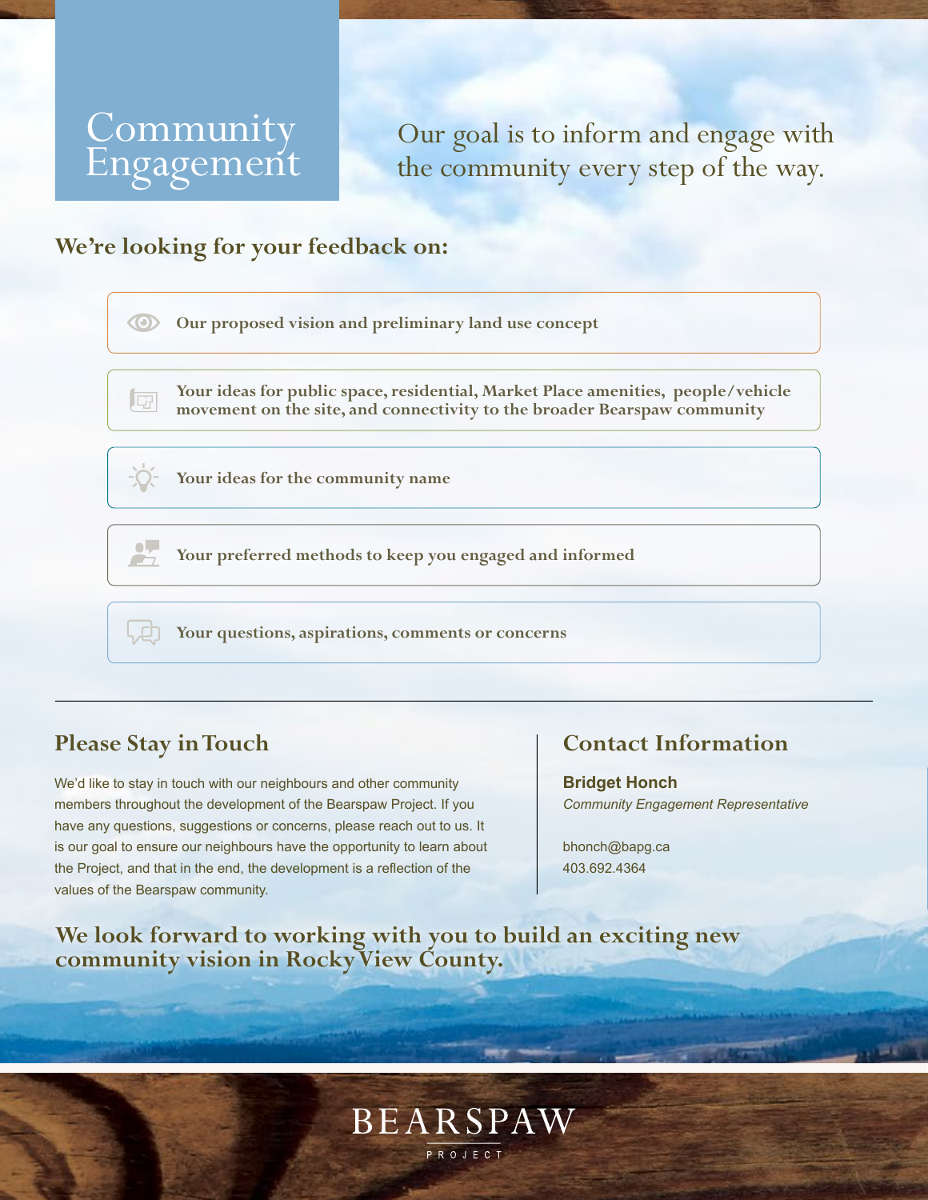# Community Engagement

Our goal is to inform and engage with the community every step of the way.

## We're looking for your feedback on:

- **Our proposed vision and preliminary land use concept**
- **Your ideas for public space, residential, Market Place amenities, people/vehicle movement on the site, and connectivity to the broader Bearspaw community**
- **Your ideas for the community name**
- **Your preferred methods to keep you engaged and informed**
- **Your questions, aspirations, comments or concerns**

---

## Please Stay in Touch

We'd like to stay in touch with our neighbours and other community members throughout the development of the Bearspaw Project. If you have any questions, suggestions or concerns, please reach out to us. It is our goal to ensure our neighbours have the opportunity to learn about the Project, and that in the end, the development is a reflection of the values of the Bearspaw community.

## Contact Information

**Bridget Honch**
*Community Engagement Representative*

bhonch@bapg.ca
403.692.4364

**We look forward to working with you to build an exciting new community vision in Rocky View County.**

BEARSPAW
PROJECT